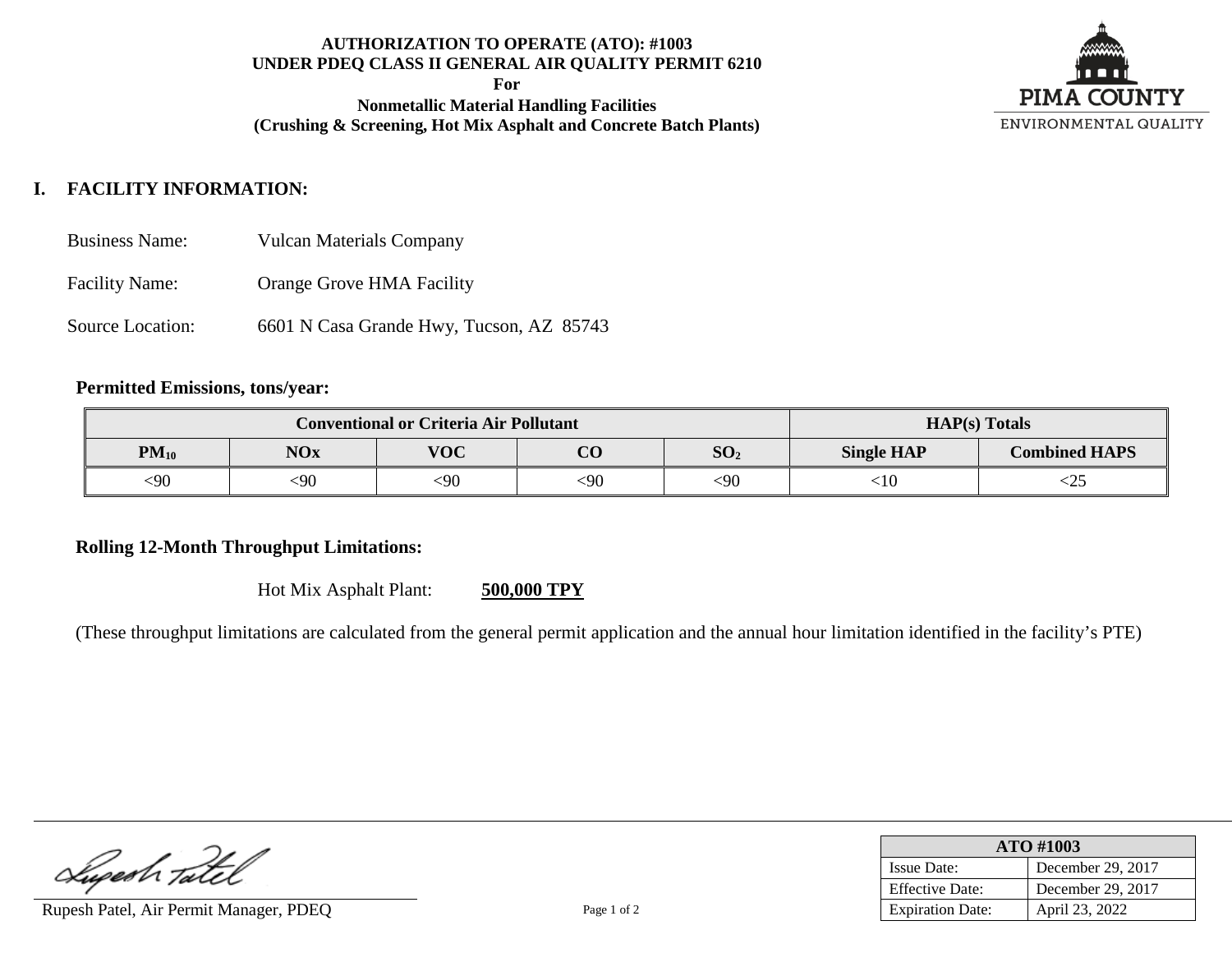**AUTHORIZATION TO OPERATE (ATO): #1003**
**UNDER PDEQ CLASS II GENERAL AIR QUALITY PERMIT 6210**
**For**
**Nonmetallic Material Handling Facilities**
**(Crushing & Screening, Hot Mix Asphalt and Concrete Batch Plants)**

PIMA COUNTY
ENVIRONMENTAL QUALITY

## I. FACILITY INFORMATION:

Business Name: Vulcan Materials Company

Facility Name: Orange Grove HMA Facility

Source Location: 6601 N Casa Grande Hwy, Tucson, AZ 85743

**Permitted Emissions, tons/year:**

| Conventional or Criteria Air Pollutant | | | | | HAP(s) Totals | |
|---|---|---|---|---|---|---|
| $PM_{10}$ | NOx | VOC | CO | $SO_2$ | Single HAP | Combined HAPS |
| <90 | <90 | <90 | <90 | <90 | <10 | <25 |

**Rolling 12-Month Throughput Limitations:**

Hot Mix Asphalt Plant: **500,000 TPY**

(These throughput limitations are calculated from the general permit application and the annual hour limitation identified in the facility's PTE)

Rupesh Patel, Air Permit Manager, PDEQ

| ATO #1003 | |
|---|---|
| Issue Date: | December 29, 2017 |
| Effective Date: | December 29, 2017 |
| Expiration Date: | April 23, 2022 |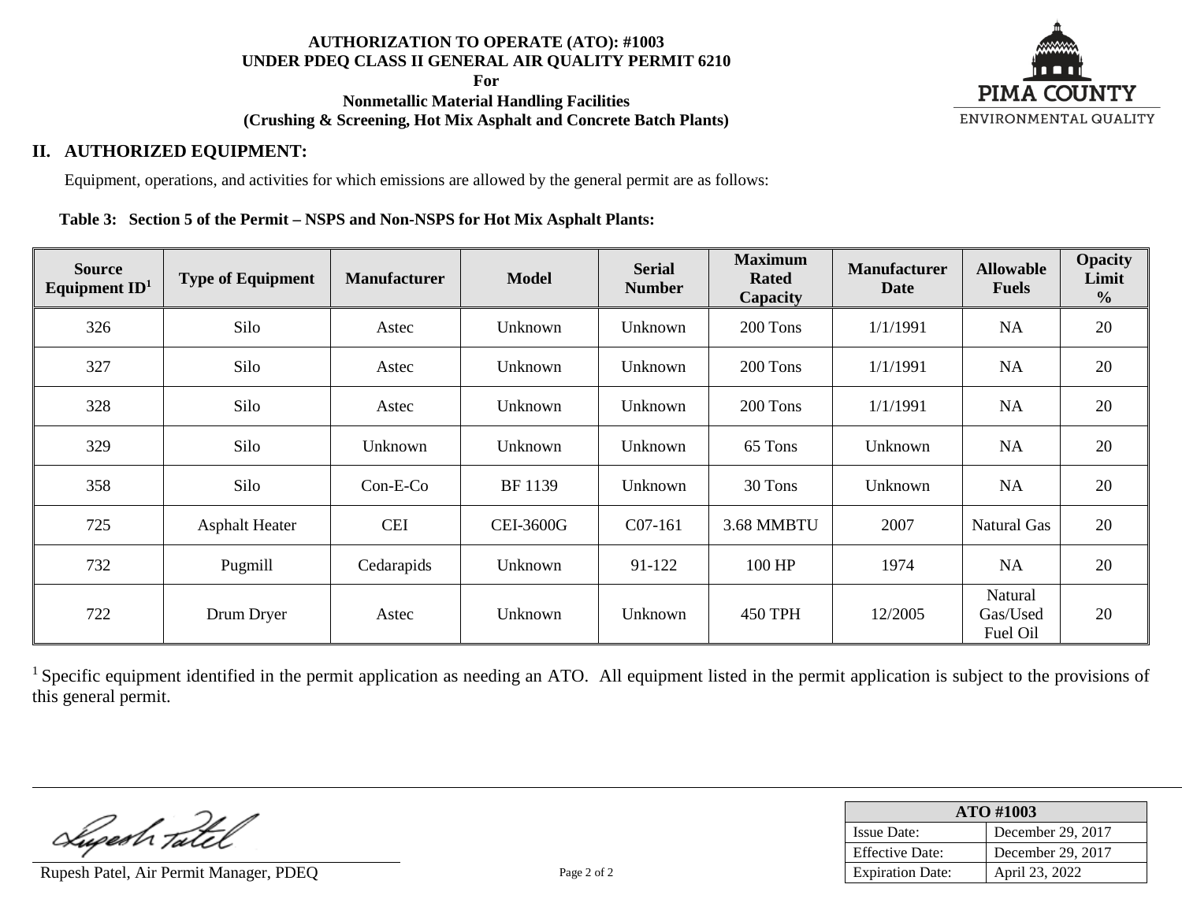**AUTHORIZATION TO OPERATE (ATO): #1003**
**UNDER PDEQ CLASS II GENERAL AIR QUALITY PERMIT 6210**
**For**
**Nonmetallic Material Handling Facilities**
**(Crushing & Screening, Hot Mix Asphalt and Concrete Batch Plants)**

PIMA COUNTY
ENVIRONMENTAL QUALITY

## II. AUTHORIZED EQUIPMENT:

Equipment, operations, and activities for which emissions are allowed by the general permit are as follows:

**Table 3: Section 5 of the Permit – NSPS and Non-NSPS for Hot Mix Asphalt Plants:**

| Source Equipment ID[1] | Type of Equipment | Manufacturer | Model | Serial Number | Maximum Rated Capacity | Manufacturer Date | Allowable Fuels | Opacity Limit % |
|---|---|---|---|---|---|---|---|---|
| 326 | Silo | Astec | Unknown | Unknown | 200 Tons | 1/1/1991 | NA | 20 |
| 327 | Silo | Astec | Unknown | Unknown | 200 Tons | 1/1/1991 | NA | 20 |
| 328 | Silo | Astec | Unknown | Unknown | 200 Tons | 1/1/1991 | NA | 20 |
| 329 | Silo | Unknown | Unknown | Unknown | 65 Tons | Unknown | NA | 20 |
| 358 | Silo | Con-E-Co | BF 1139 | Unknown | 30 Tons | Unknown | NA | 20 |
| 725 | Asphalt Heater | CEI | CEI-3600G | C07-161 | 3.68 MMBTU | 2007 | Natural Gas | 20 |
| 732 | Pugmill | Cedarapids | Unknown | 91-122 | 100 HP | 1974 | NA | 20 |
| 722 | Drum Dryer | Astec | Unknown | Unknown | 450 TPH | 12/2005 | Natural Gas/Used Fuel Oil | 20 |

[1] Specific equipment identified in the permit application as needing an ATO. All equipment listed in the permit application is subject to the provisions of this general permit.

Rupesh Patel, Air Permit Manager, PDEQ

| ATO #1003 | |
|---|---|
| Issue Date: | December 29, 2017 |
| Effective Date: | December 29, 2017 |
| Expiration Date: | April 23, 2022 |